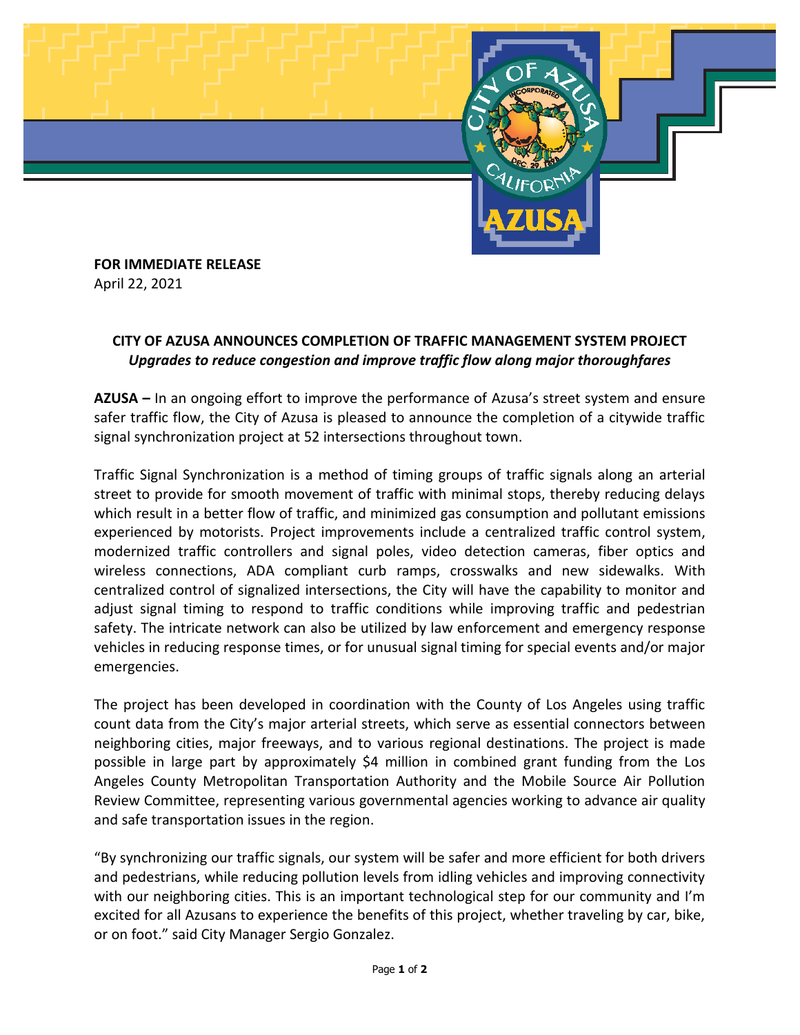**FOR IMMEDIATE RELEASE**
April 22, 2021

## CITY OF AZUSA ANNOUNCES COMPLETION OF TRAFFIC MANAGEMENT SYSTEM PROJECT

***Upgrades to reduce congestion and improve traffic flow along major thoroughfares***

**AZUSA –** In an ongoing effort to improve the performance of Azusa's street system and ensure safer traffic flow, the City of Azusa is pleased to announce the completion of a citywide traffic signal synchronization project at 52 intersections throughout town.

Traffic Signal Synchronization is a method of timing groups of traffic signals along an arterial street to provide for smooth movement of traffic with minimal stops, thereby reducing delays which result in a better flow of traffic, and minimized gas consumption and pollutant emissions experienced by motorists. Project improvements include a centralized traffic control system, modernized traffic controllers and signal poles, video detection cameras, fiber optics and wireless connections, ADA compliant curb ramps, crosswalks and new sidewalks. With centralized control of signalized intersections, the City will have the capability to monitor and adjust signal timing to respond to traffic conditions while improving traffic and pedestrian safety. The intricate network can also be utilized by law enforcement and emergency response vehicles in reducing response times, or for unusual signal timing for special events and/or major emergencies.

The project has been developed in coordination with the County of Los Angeles using traffic count data from the City's major arterial streets, which serve as essential connectors between neighboring cities, major freeways, and to various regional destinations. The project is made possible in large part by approximately $4 million in combined grant funding from the Los Angeles County Metropolitan Transportation Authority and the Mobile Source Air Pollution Review Committee, representing various governmental agencies working to advance air quality and safe transportation issues in the region.

"By synchronizing our traffic signals, our system will be safer and more efficient for both drivers and pedestrians, while reducing pollution levels from idling vehicles and improving connectivity with our neighboring cities. This is an important technological step for our community and I'm excited for all Azusans to experience the benefits of this project, whether traveling by car, bike, or on foot." said City Manager Sergio Gonzalez.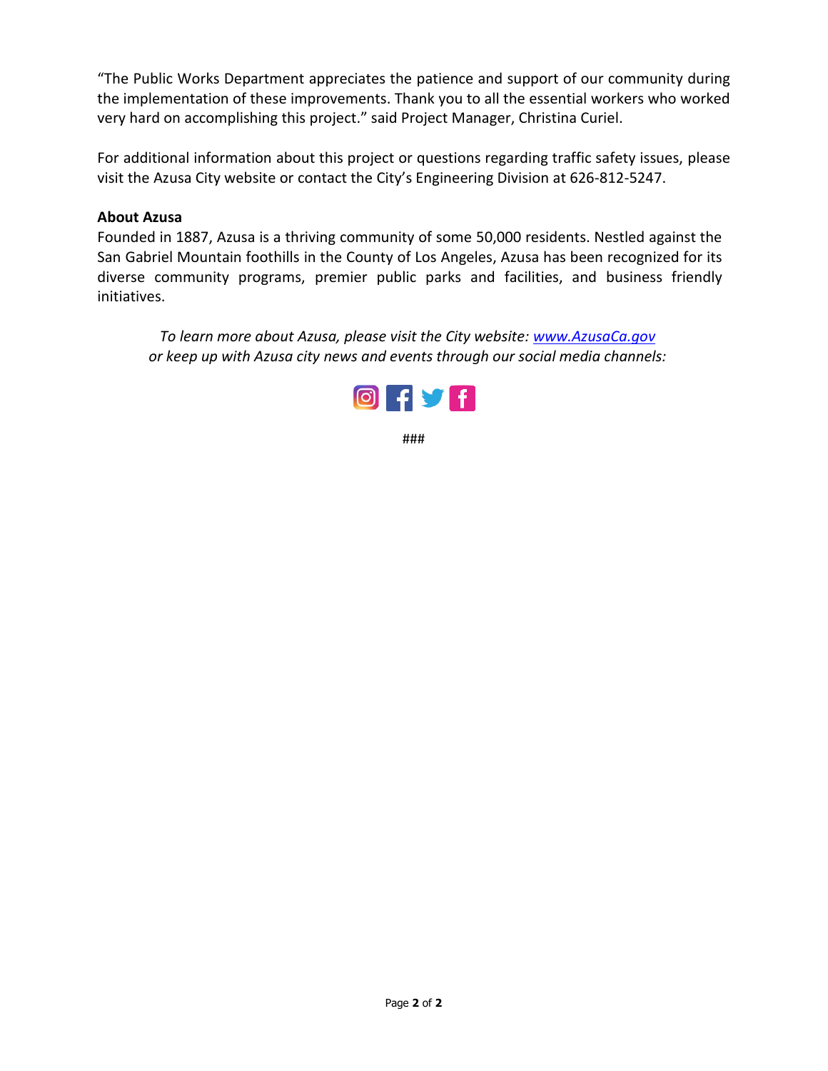"The Public Works Department appreciates the patience and support of our community during the implementation of these improvements. Thank you to all the essential workers who worked very hard on accomplishing this project." said Project Manager, Christina Curiel.

For additional information about this project or questions regarding traffic safety issues, please visit the Azusa City website or contact the City's Engineering Division at 626-812-5247.

**About Azusa**

Founded in 1887, Azusa is a thriving community of some 50,000 residents. Nestled against the San Gabriel Mountain foothills in the County of Los Angeles, Azusa has been recognized for its diverse community programs, premier public parks and facilities, and business friendly initiatives.

*To learn more about Azusa, please visit the City website: [www.AzusaCa.gov](http://www.AzusaCa.gov)*
*or keep up with Azusa city news and events through our social media channels:*

###